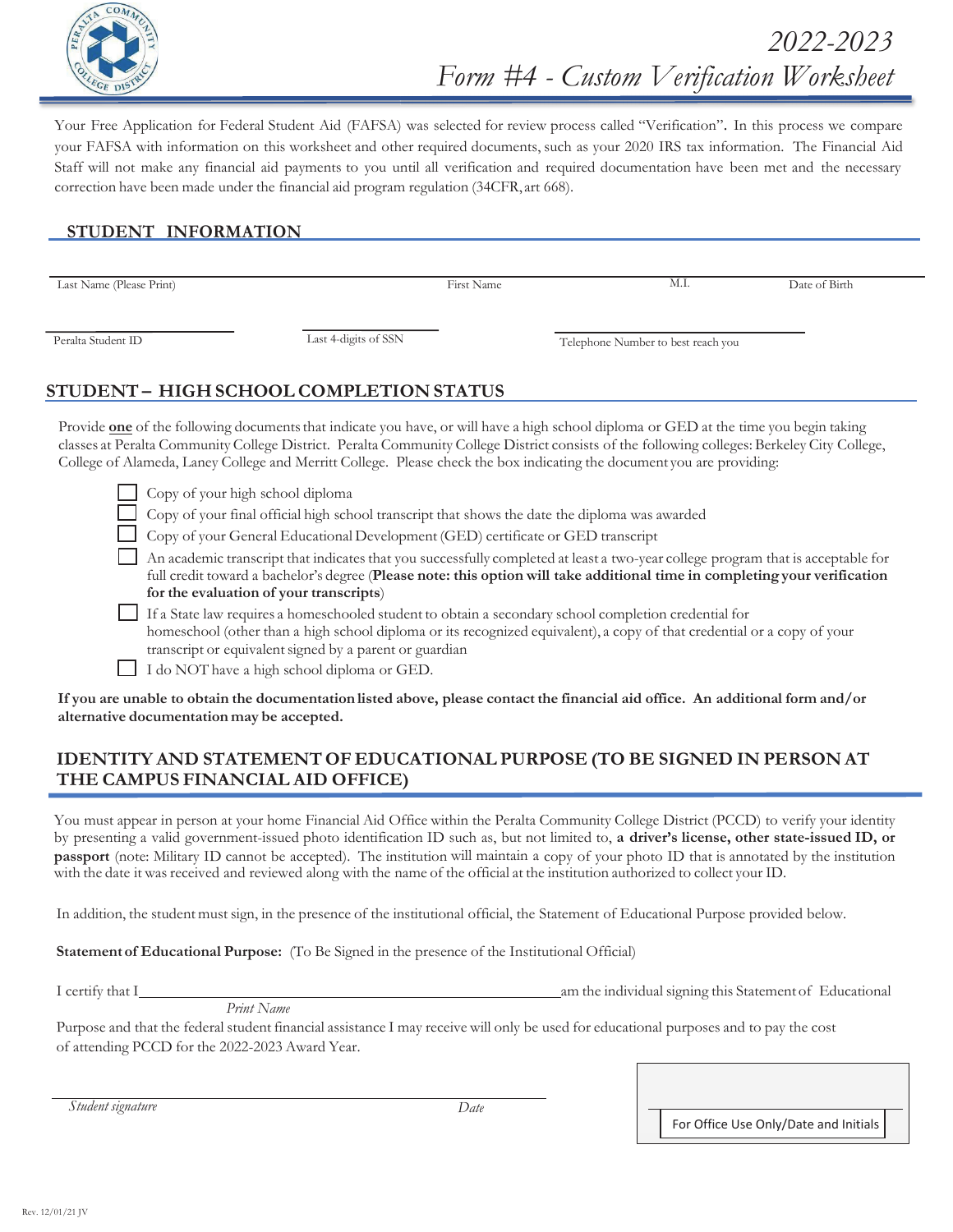# 2022-2023
# Form #4 - Custom Verification Worksheet

Your Free Application for Federal Student Aid (FAFSA) was selected for review process called "Verification". In this process we compare your FAFSA with information on this worksheet and other required documents, such as your 2020 IRS tax information. The Financial Aid Staff will not make any financial aid payments to you until all verification and required documentation have been met and the necessary correction have been made under the financial aid program regulation (34CFR, art 668).

## STUDENT INFORMATION

Last Name (Please Print) ______________________ First Name ______________________ M.I. ______ Date of Birth ______________________

Peralta Student ID ______________________ Last 4-digits of SSN ______________________ Telephone Number to best reach you ______________________

## STUDENT – HIGH SCHOOL COMPLETION STATUS

Provide **one** of the following documents that indicate you have, or will have a high school diploma or GED at the time you begin taking classes at Peralta Community College District. Peralta Community College District consists of the following colleges: Berkeley City College, College of Alameda, Laney College and Merritt College. Please check the box indicating the document you are providing:

- ☐ Copy of your high school diploma
- ☐ Copy of your final official high school transcript that shows the date the diploma was awarded
- ☐ Copy of your General Educational Development (GED) certificate or GED transcript
- ☐ An academic transcript that indicates that you successfully completed at least a two-year college program that is acceptable for full credit toward a bachelor's degree (**Please note: this option will take additional time in completing your verification for the evaluation of your transcripts**)
- ☐ If a State law requires a homeschooled student to obtain a secondary school completion credential for homeschool (other than a high school diploma or its recognized equivalent), a copy of that credential or a copy of your transcript or equivalent signed by a parent or guardian
- ☐ I do NOT have a high school diploma or GED.

**If you are unable to obtain the documentation listed above, please contact the financial aid office. An additional form and/or alternative documentation may be accepted.**

## IDENTITY AND STATEMENT OF EDUCATIONAL PURPOSE (TO BE SIGNED IN PERSON AT THE CAMPUS FINANCIAL AID OFFICE)

You must appear in person at your home Financial Aid Office within the Peralta Community College District (PCCD) to verify your identity by presenting a valid government-issued photo identification ID such as, but not limited to, **a driver's license, other state-issued ID, or passport** (note: Military ID cannot be accepted). The institution will maintain a copy of your photo ID that is annotated by the institution with the date it was received and reviewed along with the name of the official at the institution authorized to collect your ID.

In addition, the student must sign, in the presence of the institutional official, the Statement of Educational Purpose provided below.

**Statement of Educational Purpose:** (To Be Signed in the presence of the Institutional Official)

I certify that I ______________________________________ am the individual signing this Statement of Educational
*Print Name*

Purpose and that the federal student financial assistance I may receive will only be used for educational purposes and to pay the cost of attending PCCD for the 2022-2023 Award Year.

______________________________________ ______________
*Student signature* *Date*

| For Office Use Only/Date and Initials |
|---|
| |

Rev. 12/01/21 JV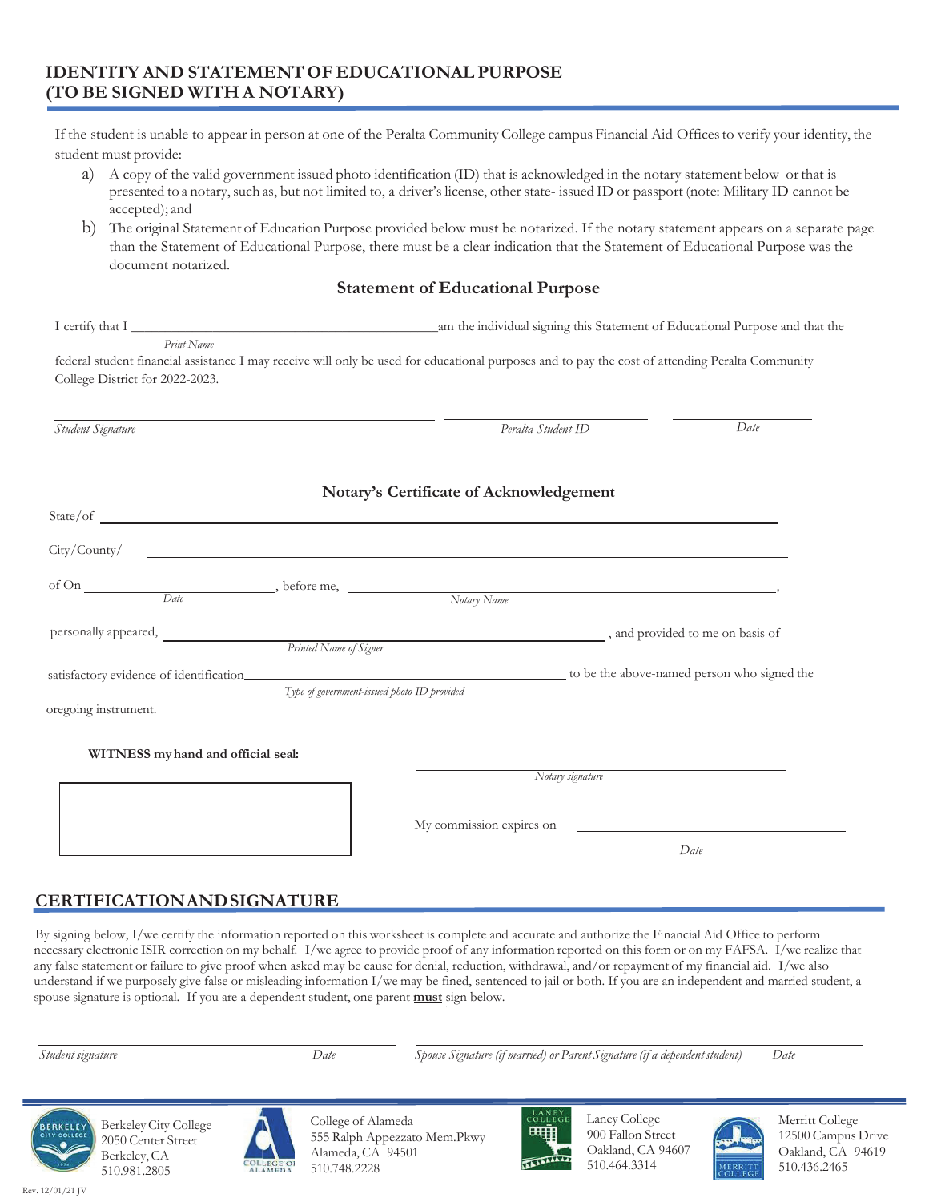# IDENTITY AND STATEMENT OF EDUCATIONAL PURPOSE (TO BE SIGNED WITH A NOTARY)

If the student is unable to appear in person at one of the Peralta Community College campus Financial Aid Offices to verify your identity, the student must provide:

a) A copy of the valid government issued photo identification (ID) that is acknowledged in the notary statement below or that is presented to a notary, such as, but not limited to, a driver's license, other state- issued ID or passport (note: Military ID cannot be accepted); and

b) The original Statement of Education Purpose provided below must be notarized. If the notary statement appears on a separate page than the Statement of Educational Purpose, there must be a clear indication that the Statement of Educational Purpose was the document notarized.

## Statement of Educational Purpose

I certify that I ____________________________________________ am the individual signing this Statement of Educational Purpose and that the
*Print Name*

federal student financial assistance I may receive will only be used for educational purposes and to pay the cost of attending Peralta Community College District for 2022-2023.

_______________________________ _______________________ _______________

*Student Signature* *Peralta Student ID* *Date*

## Notary's Certificate of Acknowledgement

State/of ________________________________________________

City/County/ ________________________________________________

of On ______________________, before me, ____________________________________________,
*Date* *Notary Name*

personally appeared, ____________________________________________, and provided to me on basis of
*Printed Name of Signer*

satisfactory evidence of identification____________________________________________ to be the above-named person who signed the
*Type of government-issued photo ID provided*

oregoing instrument.

**WITNESS my hand and official seal:**

____________________________________________
*Notary signature*

My commission expires on ______________________________
*Date*

## CERTIFICATION AND SIGNATURE

By signing below, I/we certify the information reported on this worksheet is complete and accurate and authorize the Financial Aid Office to perform necessary electronic ISIR correction on my behalf. I/we agree to provide proof of any information reported on this form or on my FAFSA. I/we realize that any false statement or failure to give proof when asked may be cause for denial, reduction, withdrawal, and/or repayment of my financial aid. I/we also understand if we purposely give false or misleading information I/we may be fined, sentenced to jail or both. If you are an independent and married student, a spouse signature is optional. If you are a dependent student, one parent **must** sign below.

____________________________________________ ____________________________________________

*Student signature* *Date* *Spouse Signature (if married) or Parent Signature (if a dependent student)* *Date*

Berkeley City College
2050 Center Street
Berkeley, CA
510.981.2805

College of Alameda
555 Ralph Appezzato Mem.Pkwy
Alameda, CA 94501
510.748.2228

Laney College
900 Fallon Street
Oakland, CA 94607
510.464.3314

Merritt College
12500 Campus Drive
Oakland, CA 94619
510.436.2465

Rev. 12/01/21 JV